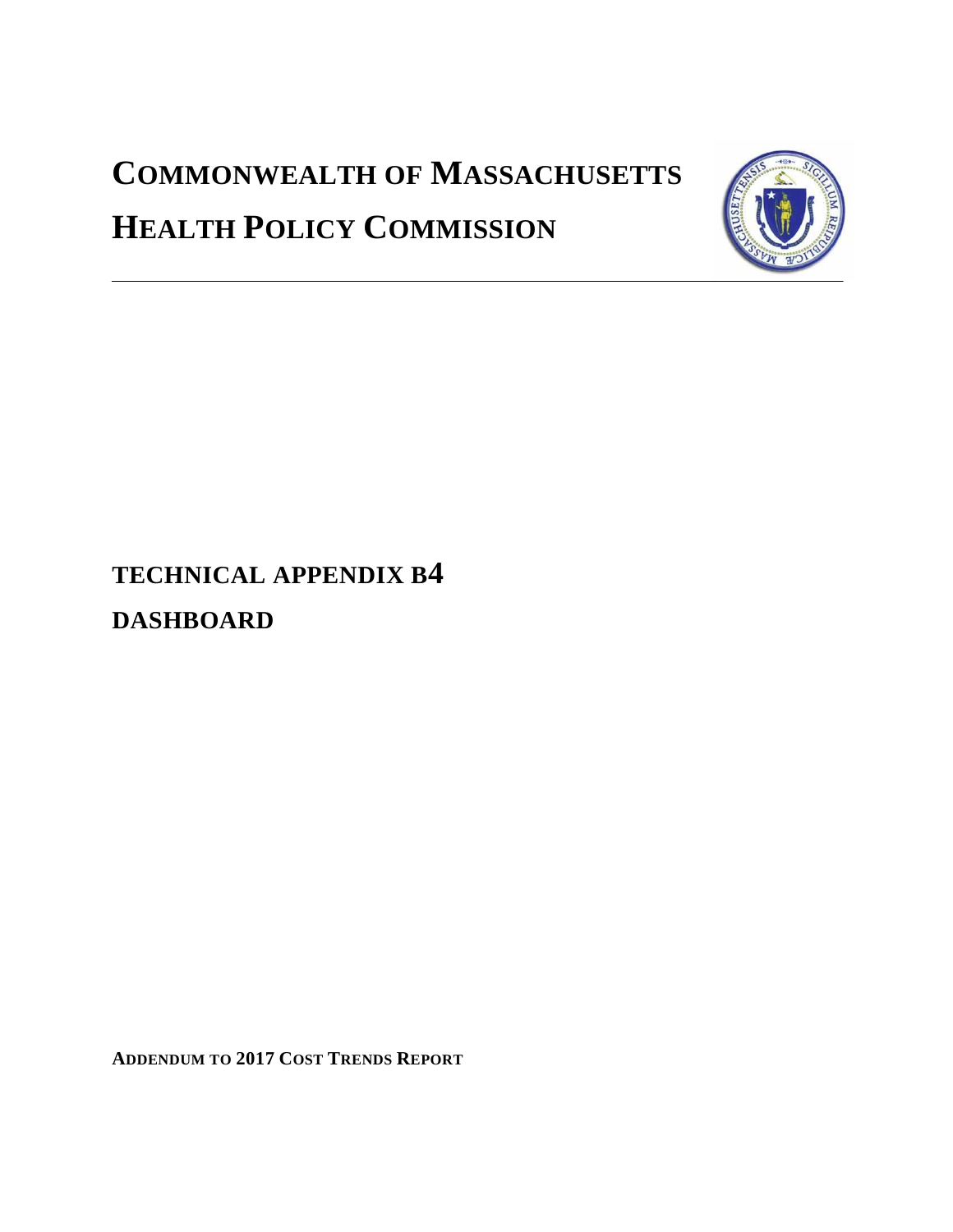# COMMONWEALTH OF MASSACHUSETTS

# HEALTH POLICY COMMISSION

## TECHNICAL APPENDIX B4

## DASHBOARD

**ADDENDUM TO 2017 COST TRENDS REPORT**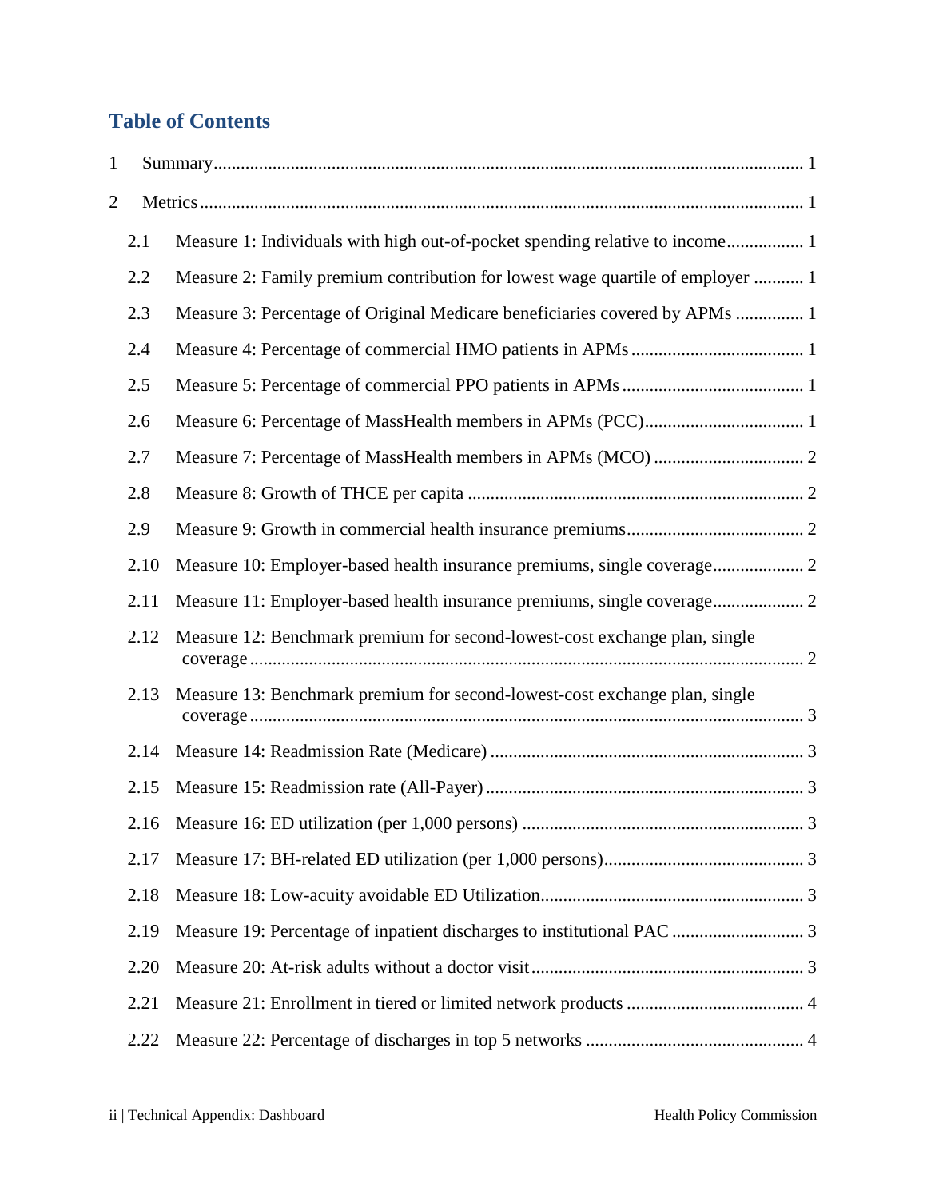## Table of Contents

1 Summary ..... 1

2 Metrics ..... 1

- 2.1 Measure 1: Individuals with high out-of-pocket spending relative to income ..... 1
- 2.2 Measure 2: Family premium contribution for lowest wage quartile of employer ..... 1
- 2.3 Measure 3: Percentage of Original Medicare beneficiaries covered by APMs ..... 1
- 2.4 Measure 4: Percentage of commercial HMO patients in APMs ..... 1
- 2.5 Measure 5: Percentage of commercial PPO patients in APMs ..... 1
- 2.6 Measure 6: Percentage of MassHealth members in APMs (PCC) ..... 1
- 2.7 Measure 7: Percentage of MassHealth members in APMs (MCO) ..... 2
- 2.8 Measure 8: Growth of THCE per capita ..... 2
- 2.9 Measure 9: Growth in commercial health insurance premiums ..... 2
- 2.10 Measure 10: Employer-based health insurance premiums, single coverage ..... 2
- 2.11 Measure 11: Employer-based health insurance premiums, single coverage ..... 2
- 2.12 Measure 12: Benchmark premium for second-lowest-cost exchange plan, single coverage ..... 2
- 2.13 Measure 13: Benchmark premium for second-lowest-cost exchange plan, single coverage ..... 3
- 2.14 Measure 14: Readmission Rate (Medicare) ..... 3
- 2.15 Measure 15: Readmission rate (All-Payer) ..... 3
- 2.16 Measure 16: ED utilization (per 1,000 persons) ..... 3
- 2.17 Measure 17: BH-related ED utilization (per 1,000 persons) ..... 3
- 2.18 Measure 18: Low-acuity avoidable ED Utilization ..... 3
- 2.19 Measure 19: Percentage of inpatient discharges to institutional PAC ..... 3
- 2.20 Measure 20: At-risk adults without a doctor visit ..... 3
- 2.21 Measure 21: Enrollment in tiered or limited network products ..... 4
- 2.22 Measure 22: Percentage of discharges in top 5 networks ..... 4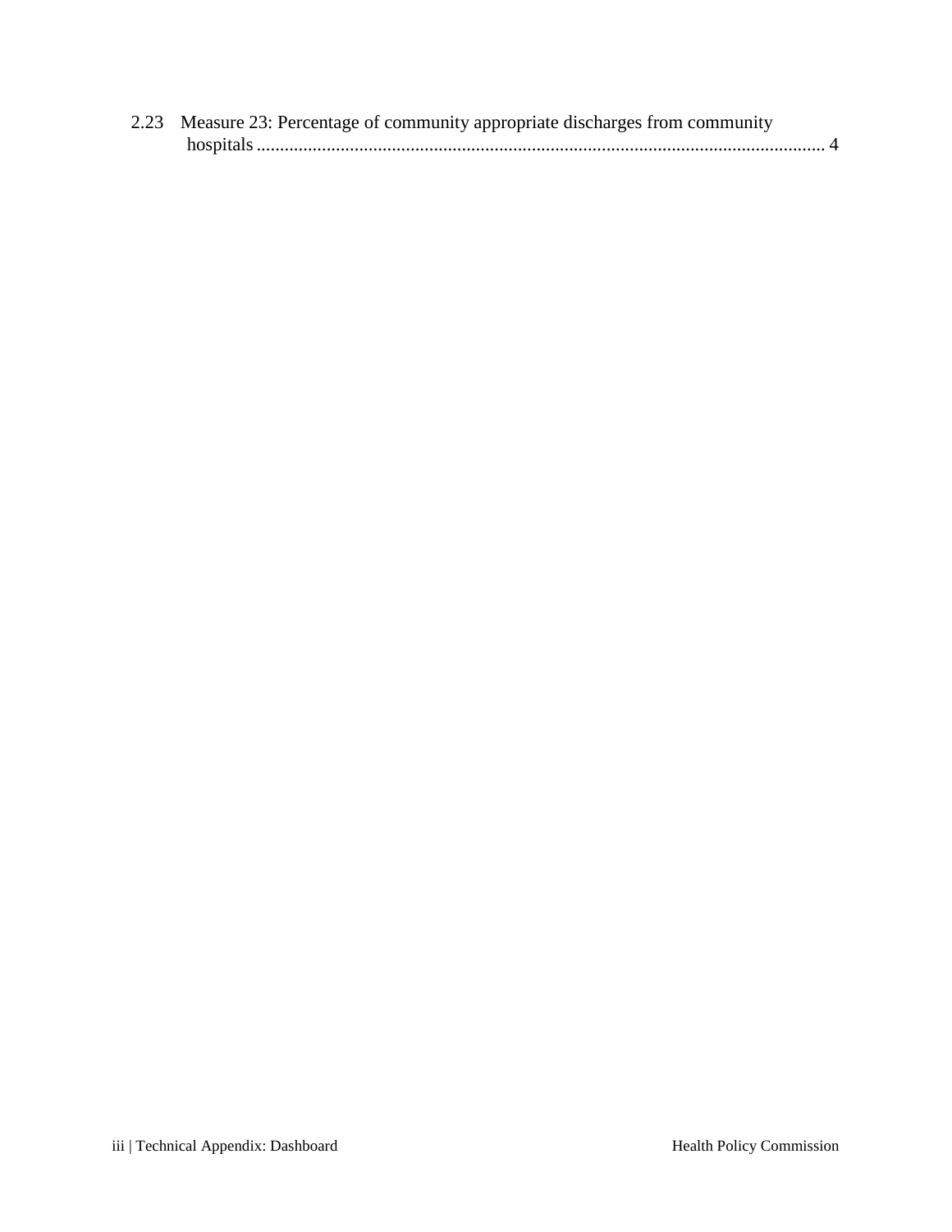2.23 Measure 23: Percentage of community appropriate discharges from community hospitals ........................................................................................................................ 4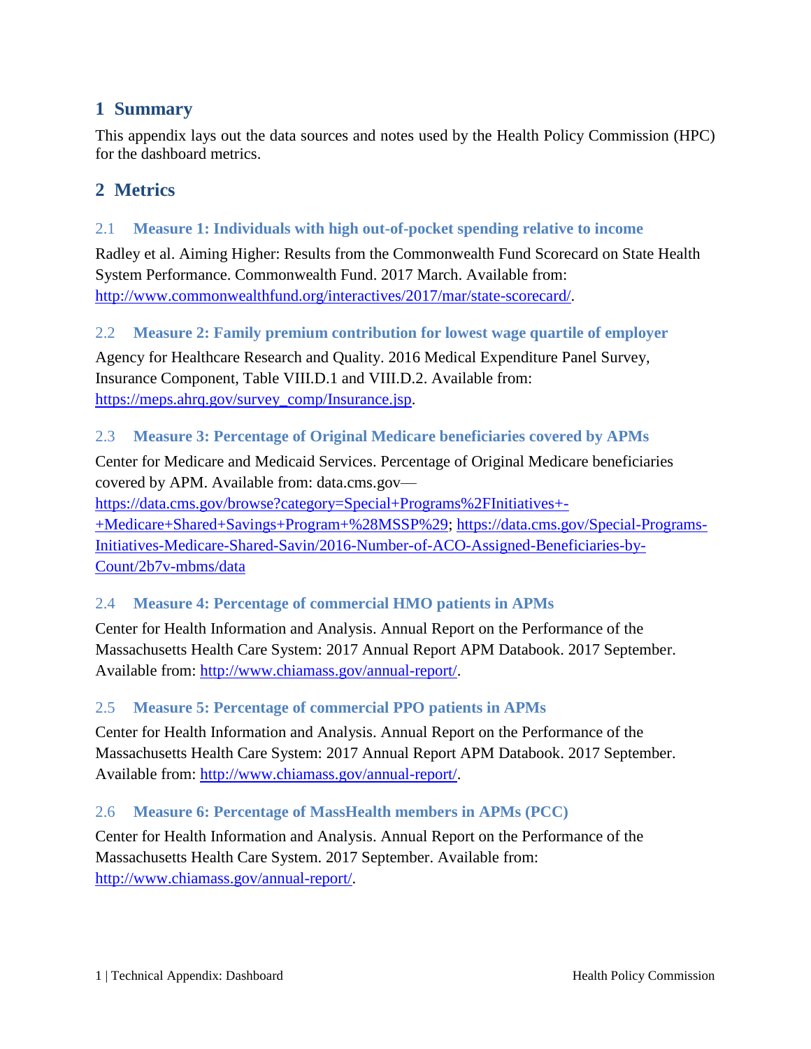# 1 Summary

This appendix lays out the data sources and notes used by the Health Policy Commission (HPC) for the dashboard metrics.

# 2 Metrics

## 2.1 Measure 1: Individuals with high out-of-pocket spending relative to income

Radley et al. Aiming Higher: Results from the Commonwealth Fund Scorecard on State Health System Performance. Commonwealth Fund. 2017 March. Available from: http://www.commonwealthfund.org/interactives/2017/mar/state-scorecard/.

## 2.2 Measure 2: Family premium contribution for lowest wage quartile of employer

Agency for Healthcare Research and Quality. 2016 Medical Expenditure Panel Survey, Insurance Component, Table VIII.D.1 and VIII.D.2. Available from: https://meps.ahrq.gov/survey_comp/Insurance.jsp.

## 2.3 Measure 3: Percentage of Original Medicare beneficiaries covered by APMs

Center for Medicare and Medicaid Services. Percentage of Original Medicare beneficiaries covered by APM. Available from: data.cms.gov—
https://data.cms.gov/browse?category=Special+Programs%2FInitiatives+-+Medicare+Shared+Savings+Program+%28MSSP%29; https://data.cms.gov/Special-Programs-Initiatives-Medicare-Shared-Savin/2016-Number-of-ACO-Assigned-Beneficiaries-by-Count/2b7v-mbms/data

## 2.4 Measure 4: Percentage of commercial HMO patients in APMs

Center for Health Information and Analysis. Annual Report on the Performance of the Massachusetts Health Care System: 2017 Annual Report APM Databook. 2017 September. Available from: http://www.chiamass.gov/annual-report/.

## 2.5 Measure 5: Percentage of commercial PPO patients in APMs

Center for Health Information and Analysis. Annual Report on the Performance of the Massachusetts Health Care System: 2017 Annual Report APM Databook. 2017 September. Available from: http://www.chiamass.gov/annual-report/.

## 2.6 Measure 6: Percentage of MassHealth members in APMs (PCC)

Center for Health Information and Analysis. Annual Report on the Performance of the Massachusetts Health Care System. 2017 September. Available from: http://www.chiamass.gov/annual-report/.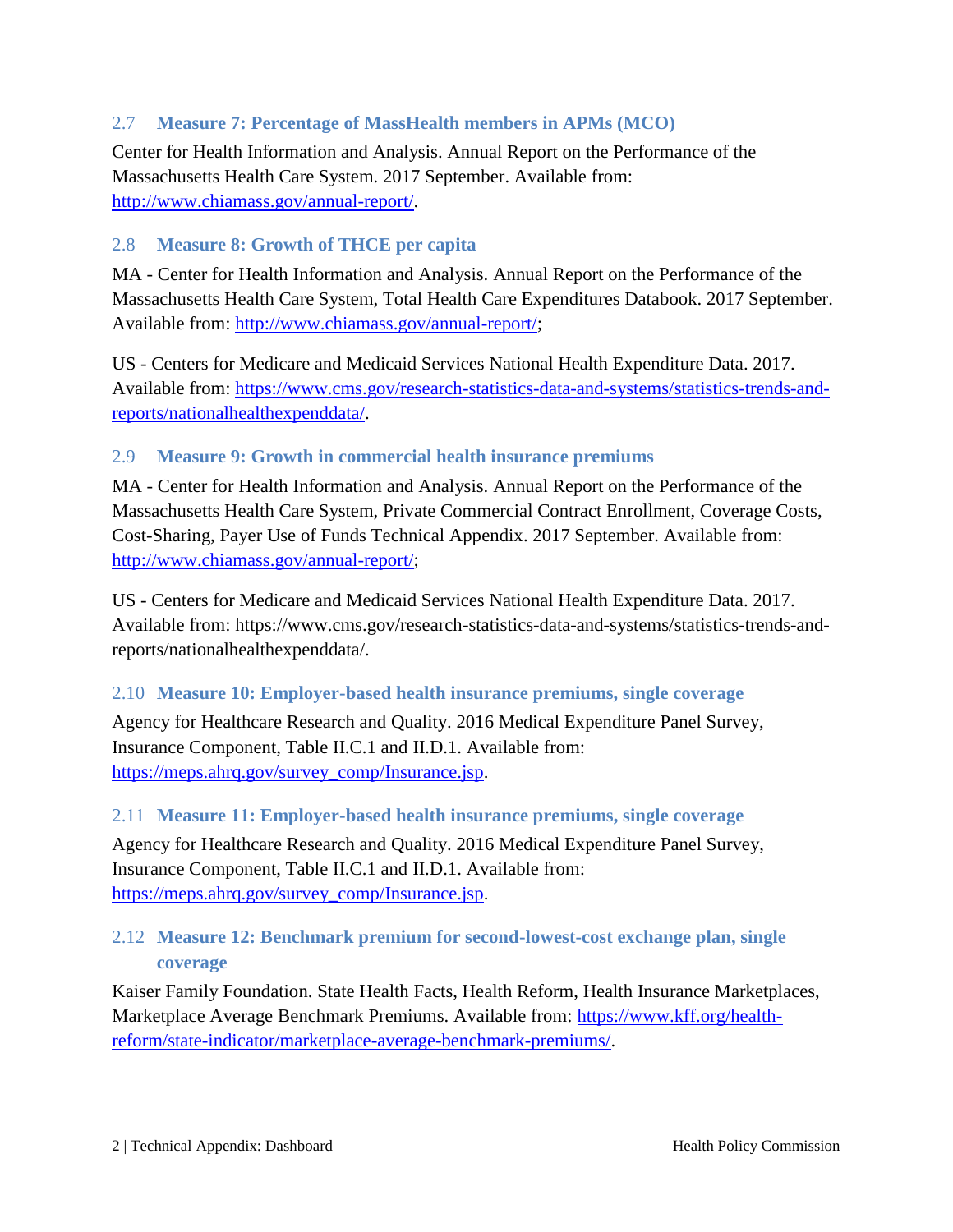## 2.7 Measure 7: Percentage of MassHealth members in APMs (MCO)

Center for Health Information and Analysis. Annual Report on the Performance of the Massachusetts Health Care System. 2017 September. Available from: http://www.chiamass.gov/annual-report/.

## 2.8 Measure 8: Growth of THCE per capita

MA - Center for Health Information and Analysis. Annual Report on the Performance of the Massachusetts Health Care System, Total Health Care Expenditures Databook. 2017 September. Available from: http://www.chiamass.gov/annual-report/;

US - Centers for Medicare and Medicaid Services National Health Expenditure Data. 2017. Available from: https://www.cms.gov/research-statistics-data-and-systems/statistics-trends-and-reports/nationalhealthexpenddata/.

## 2.9 Measure 9: Growth in commercial health insurance premiums

MA - Center for Health Information and Analysis. Annual Report on the Performance of the Massachusetts Health Care System, Private Commercial Contract Enrollment, Coverage Costs, Cost-Sharing, Payer Use of Funds Technical Appendix. 2017 September. Available from: http://www.chiamass.gov/annual-report/;

US - Centers for Medicare and Medicaid Services National Health Expenditure Data. 2017. Available from: https://www.cms.gov/research-statistics-data-and-systems/statistics-trends-and-reports/nationalhealthexpenddata/.

## 2.10 Measure 10: Employer-based health insurance premiums, single coverage

Agency for Healthcare Research and Quality. 2016 Medical Expenditure Panel Survey, Insurance Component, Table II.C.1 and II.D.1. Available from: https://meps.ahrq.gov/survey_comp/Insurance.jsp.

## 2.11 Measure 11: Employer-based health insurance premiums, single coverage

Agency for Healthcare Research and Quality. 2016 Medical Expenditure Panel Survey, Insurance Component, Table II.C.1 and II.D.1. Available from: https://meps.ahrq.gov/survey_comp/Insurance.jsp.

## 2.12 Measure 12: Benchmark premium for second-lowest-cost exchange plan, single coverage

Kaiser Family Foundation. State Health Facts, Health Reform, Health Insurance Marketplaces, Marketplace Average Benchmark Premiums. Available from: https://www.kff.org/health-reform/state-indicator/marketplace-average-benchmark-premiums/.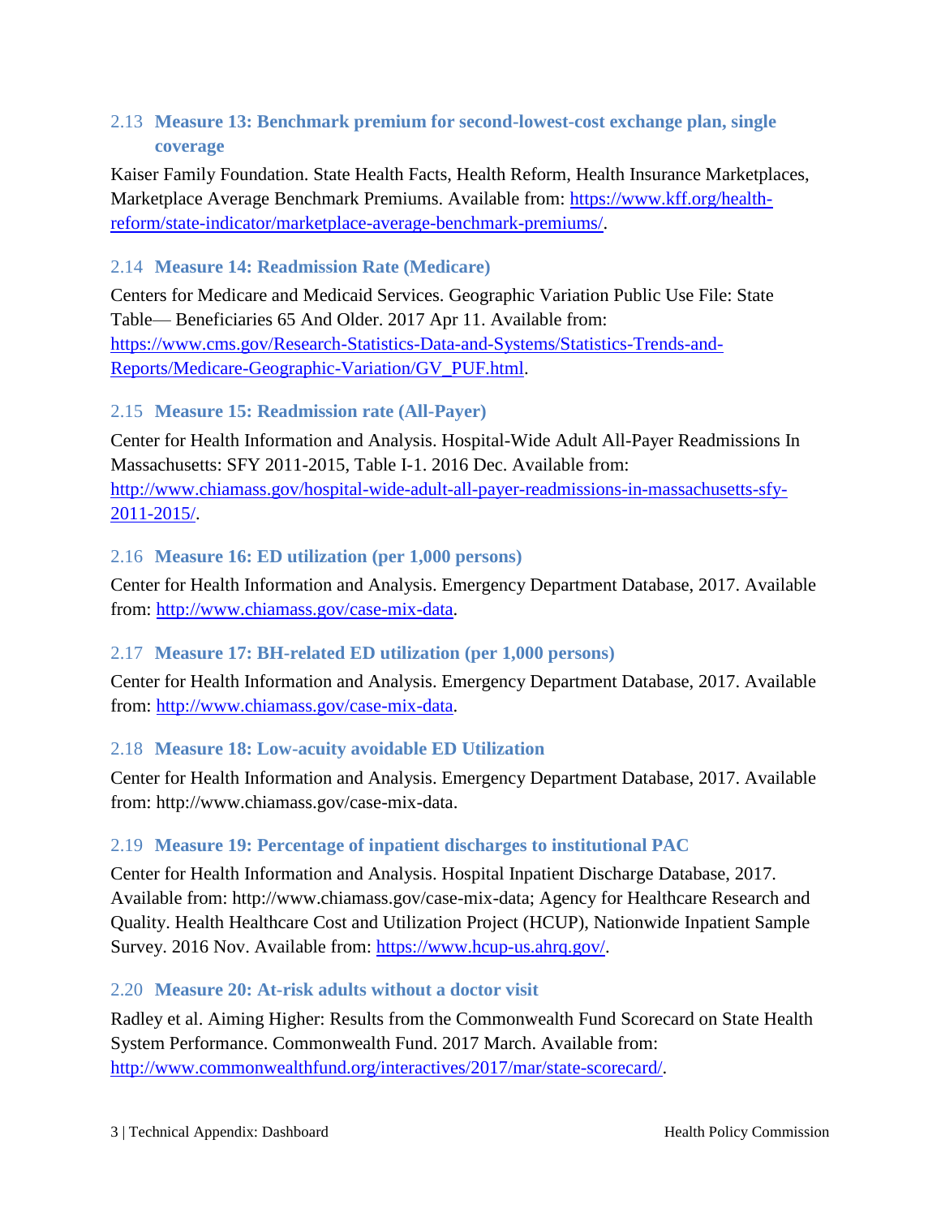### 2.13 Measure 13: Benchmark premium for second-lowest-cost exchange plan, single coverage

Kaiser Family Foundation. State Health Facts, Health Reform, Health Insurance Marketplaces, Marketplace Average Benchmark Premiums. Available from: https://www.kff.org/health-reform/state-indicator/marketplace-average-benchmark-premiums/.

### 2.14 Measure 14: Readmission Rate (Medicare)

Centers for Medicare and Medicaid Services. Geographic Variation Public Use File: State Table— Beneficiaries 65 And Older. 2017 Apr 11. Available from: https://www.cms.gov/Research-Statistics-Data-and-Systems/Statistics-Trends-and-Reports/Medicare-Geographic-Variation/GV_PUF.html.

### 2.15 Measure 15: Readmission rate (All-Payer)

Center for Health Information and Analysis. Hospital-Wide Adult All-Payer Readmissions In Massachusetts: SFY 2011-2015, Table I-1. 2016 Dec. Available from: http://www.chiamass.gov/hospital-wide-adult-all-payer-readmissions-in-massachusetts-sfy-2011-2015/.

### 2.16 Measure 16: ED utilization (per 1,000 persons)

Center for Health Information and Analysis. Emergency Department Database, 2017. Available from: http://www.chiamass.gov/case-mix-data.

### 2.17 Measure 17: BH-related ED utilization (per 1,000 persons)

Center for Health Information and Analysis. Emergency Department Database, 2017. Available from: http://www.chiamass.gov/case-mix-data.

### 2.18 Measure 18: Low-acuity avoidable ED Utilization

Center for Health Information and Analysis. Emergency Department Database, 2017. Available from: http://www.chiamass.gov/case-mix-data.

### 2.19 Measure 19: Percentage of inpatient discharges to institutional PAC

Center for Health Information and Analysis. Hospital Inpatient Discharge Database, 2017. Available from: http://www.chiamass.gov/case-mix-data; Agency for Healthcare Research and Quality. Health Healthcare Cost and Utilization Project (HCUP), Nationwide Inpatient Sample Survey. 2016 Nov. Available from: https://www.hcup-us.ahrq.gov/.

### 2.20 Measure 20: At-risk adults without a doctor visit

Radley et al. Aiming Higher: Results from the Commonwealth Fund Scorecard on State Health System Performance. Commonwealth Fund. 2017 March. Available from: http://www.commonwealthfund.org/interactives/2017/mar/state-scorecard/.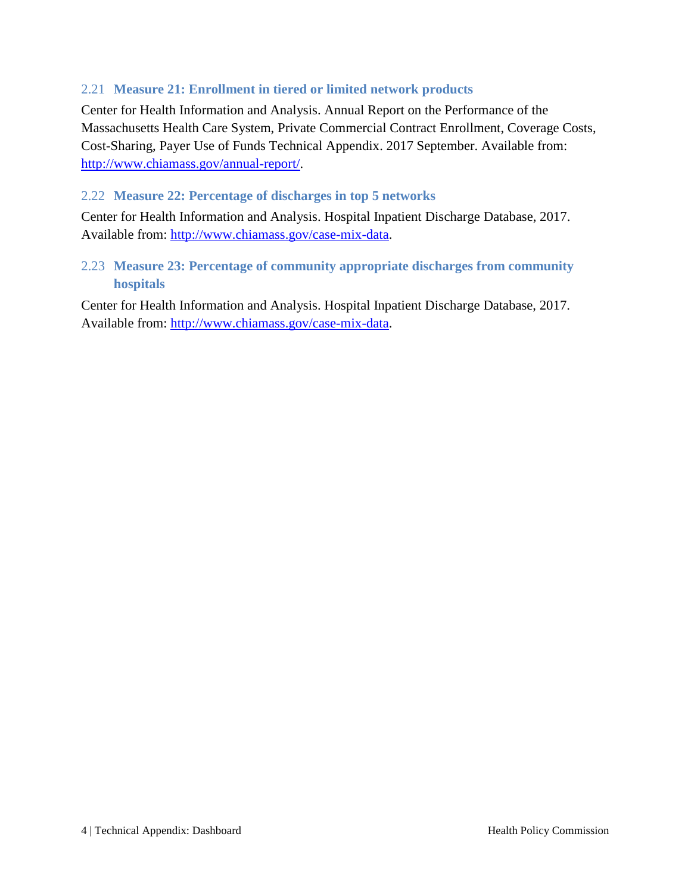### 2.21 Measure 21: Enrollment in tiered or limited network products

Center for Health Information and Analysis. Annual Report on the Performance of the Massachusetts Health Care System, Private Commercial Contract Enrollment, Coverage Costs, Cost-Sharing, Payer Use of Funds Technical Appendix. 2017 September. Available from: [http://www.chiamass.gov/annual-report/](http://www.chiamass.gov/annual-report/).

### 2.22 Measure 22: Percentage of discharges in top 5 networks

Center for Health Information and Analysis. Hospital Inpatient Discharge Database, 2017. Available from: [http://www.chiamass.gov/case-mix-data](http://www.chiamass.gov/case-mix-data).

### 2.23 Measure 23: Percentage of community appropriate discharges from community hospitals

Center for Health Information and Analysis. Hospital Inpatient Discharge Database, 2017. Available from: [http://www.chiamass.gov/case-mix-data](http://www.chiamass.gov/case-mix-data).